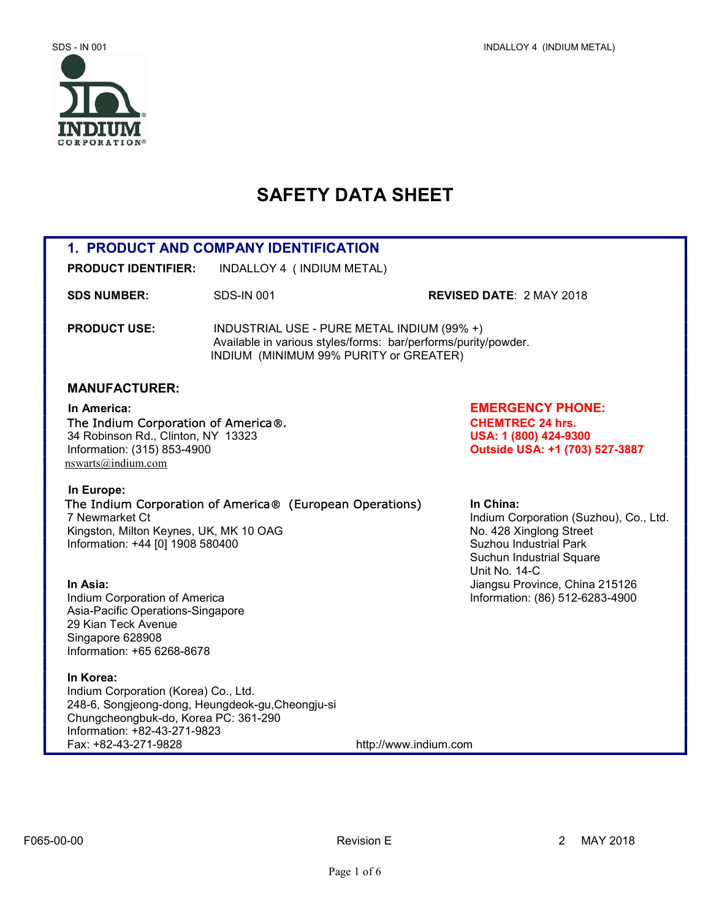# SAFETY DATA SHEET

## 1. PRODUCT AND COMPANY IDENTIFICATION

**PRODUCT IDENTIFIER:** INDALLOY 4 ( INDIUM METAL)

**SDS NUMBER:** SDS-IN 001

**REVISED DATE**: 2 MAY 2018

**PRODUCT USE:** INDUSTRIAL USE - PURE METAL INDIUM (99% +)
Available in various styles/forms: bar/performs/purity/powder.
INDIUM (MINIMUM 99% PURITY or GREATER)

### MANUFACTURER:

**In America:**
The Indium Corporation of America®.
34 Robinson Rd., Clinton, NY 13323
Information: (315) 853-4900
nswarts@indium.com

**EMERGENCY PHONE:**
**CHEMTREC 24 hrs.**
**USA: 1 (800) 424-9300**
**Outside USA: +1 (703) 527-3887**

**In Europe:**
The Indium Corporation of America® (European Operations)
7 Newmarket Ct
Kingston, Milton Keynes, UK, MK 10 OAG
Information: +44 [0] 1908 580400

**In China:**
Indium Corporation (Suzhou), Co., Ltd.
No. 428 Xinglong Street
Suzhou Industrial Park
Suchun Industrial Square
Unit No. 14-C
Jiangsu Province, China 215126
Information: (86) 512-6283-4900

**In Asia:**
Indium Corporation of America
Asia-Pacific Operations-Singapore
29 Kian Teck Avenue
Singapore 628908
Information: +65 6268-8678

**In Korea:**
Indium Corporation (Korea) Co., Ltd.
248-6, Songjeong-dong, Heungdeok-gu,Cheongju-si
Chungcheongbuk-do, Korea PC: 361-290
Information: +82-43-271-9823
Fax: +82-43-271-9828

http://www.indium.com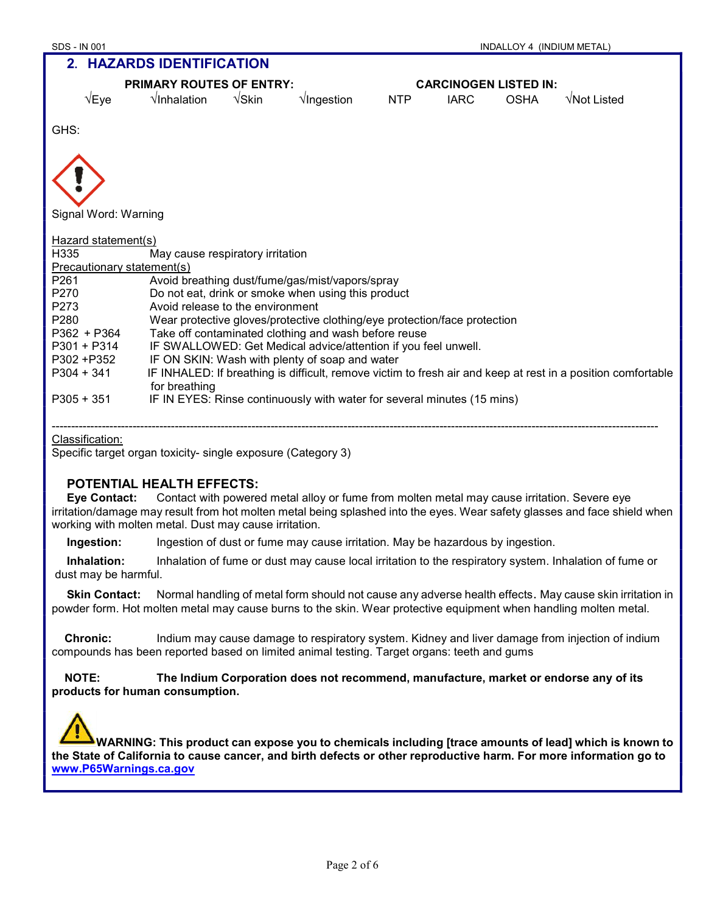## 2. HAZARDS IDENTIFICATION

| PRIMARY ROUTES OF ENTRY: | | | | CARCINOGEN LISTED IN: | | | |
|---|---|---|---|---|---|---|---|
| √Eye | √Inhalation | √Skin | √Ingestion | NTP | IARC | OSHA | √Not Listed |

GHS:

Signal Word: Warning

Hazard statement(s)

| | |
|---|---|
| H335 | May cause respiratory irritation |

Precautionary statement(s)

| | |
|---|---|
| P261 | Avoid breathing dust/fume/gas/mist/vapors/spray |
| P270 | Do not eat, drink or smoke when using this product |
| P273 | Avoid release to the environment |
| P280 | Wear protective gloves/protective clothing/eye protection/face protection |
| P362 + P364 | Take off contaminated clothing and wash before reuse |
| P301 + P314 | IF SWALLOWED: Get Medical advice/attention if you feel unwell. |
| P302 +P352 | IF ON SKIN: Wash with plenty of soap and water |
| P304 + 341 | IF INHALED: If breathing is difficult, remove victim to fresh air and keep at rest in a position comfortable for breathing |
| P305 + 351 | IF IN EYES: Rinse continuously with water for several minutes (15 mins) |

---

Classification:

Specific target organ toxicity- single exposure (Category 3)

### POTENTIAL HEALTH EFFECTS:

**Eye Contact:** Contact with powered metal alloy or fume from molten metal may cause irritation. Severe eye irritation/damage may result from hot molten metal being splashed into the eyes. Wear safety glasses and face shield when working with molten metal. Dust may cause irritation.

**Ingestion:** Ingestion of dust or fume may cause irritation. May be hazardous by ingestion.

**Inhalation:** Inhalation of fume or dust may cause local irritation to the respiratory system. Inhalation of fume or dust may be harmful.

**Skin Contact:** Normal handling of metal form should not cause any adverse health effects. May cause skin irritation in powder form. Hot molten metal may cause burns to the skin. Wear protective equipment when handling molten metal.

**Chronic:** Indium may cause damage to respiratory system. Kidney and liver damage from injection of indium compounds has been reported based on limited animal testing. Target organs: teeth and gums

**NOTE: The Indium Corporation does not recommend, manufacture, market or endorse any of its products for human consumption.**

**WARNING: This product can expose you to chemicals including [trace amounts of lead] which is known to the State of California to cause cancer, and birth defects or other reproductive harm. For more information go to [www.P65Warnings.ca.gov](http://www.P65Warnings.ca.gov)**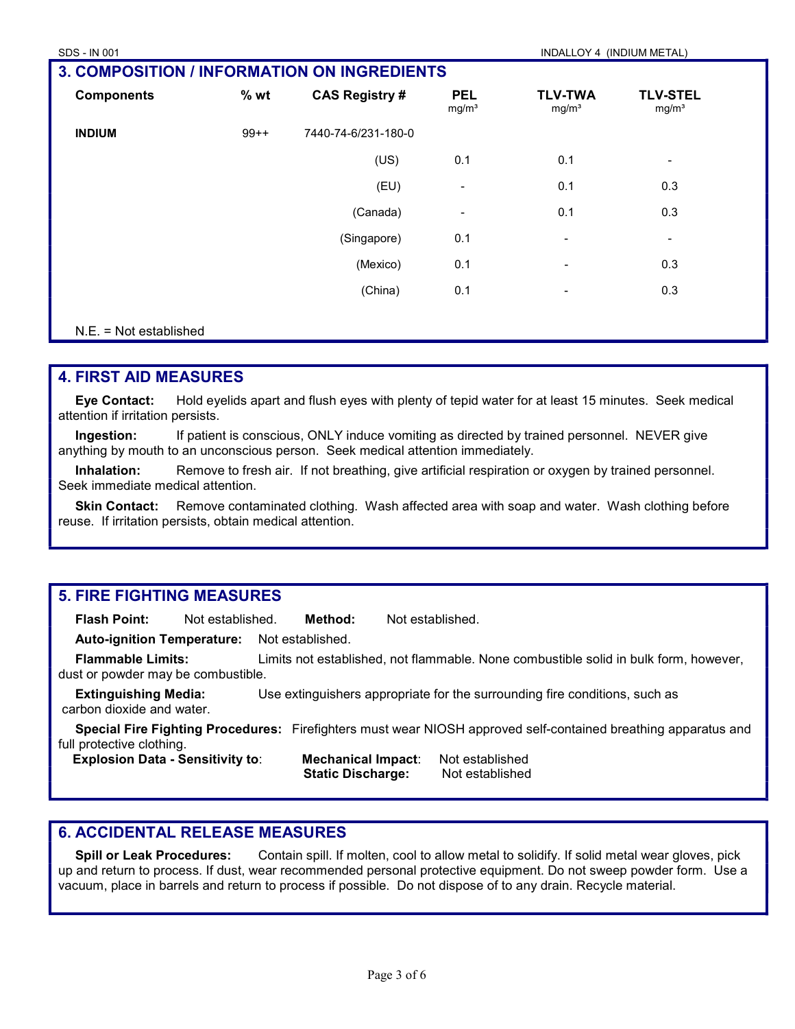## 3. COMPOSITION / INFORMATION ON INGREDIENTS

| Components | % wt | CAS Registry # | PEL mg/m³ | TLV-TWA mg/m³ | TLV-STEL mg/m³ |
|---|---|---|---|---|---|
| **INDIUM** | 99++ | 7440-74-6/231-180-0 | | | |
| | | (US) | 0.1 | 0.1 | - |
| | | (EU) | - | 0.1 | 0.3 |
| | | (Canada) | - | 0.1 | 0.3 |
| | | (Singapore) | 0.1 | - | - |
| | | (Mexico) | 0.1 | - | 0.3 |
| | | (China) | 0.1 | - | 0.3 |

N.E. = Not established

## 4. FIRST AID MEASURES

**Eye Contact:** Hold eyelids apart and flush eyes with plenty of tepid water for at least 15 minutes. Seek medical attention if irritation persists.

**Ingestion:** If patient is conscious, ONLY induce vomiting as directed by trained personnel. NEVER give anything by mouth to an unconscious person. Seek medical attention immediately.

**Inhalation:** Remove to fresh air. If not breathing, give artificial respiration or oxygen by trained personnel. Seek immediate medical attention.

**Skin Contact:** Remove contaminated clothing. Wash affected area with soap and water. Wash clothing before reuse. If irritation persists, obtain medical attention.

## 5. FIRE FIGHTING MEASURES

**Flash Point:** Not established. **Method:** Not established.

**Auto-ignition Temperature:** Not established.

**Flammable Limits:** Limits not established, not flammable. None combustible solid in bulk form, however, dust or powder may be combustible.

**Extinguishing Media:** Use extinguishers appropriate for the surrounding fire conditions, such as carbon dioxide and water.

**Special Fire Fighting Procedures:** Firefighters must wear NIOSH approved self-contained breathing apparatus and full protective clothing.

**Explosion Data - Sensitivity to**: **Mechanical Impact**: Not established
**Static Discharge:** Not established

## 6. ACCIDENTAL RELEASE MEASURES

**Spill or Leak Procedures:** Contain spill. If molten, cool to allow metal to solidify. If solid metal wear gloves, pick up and return to process. If dust, wear recommended personal protective equipment. Do not sweep powder form. Use a vacuum, place in barrels and return to process if possible. Do not dispose of to any drain. Recycle material.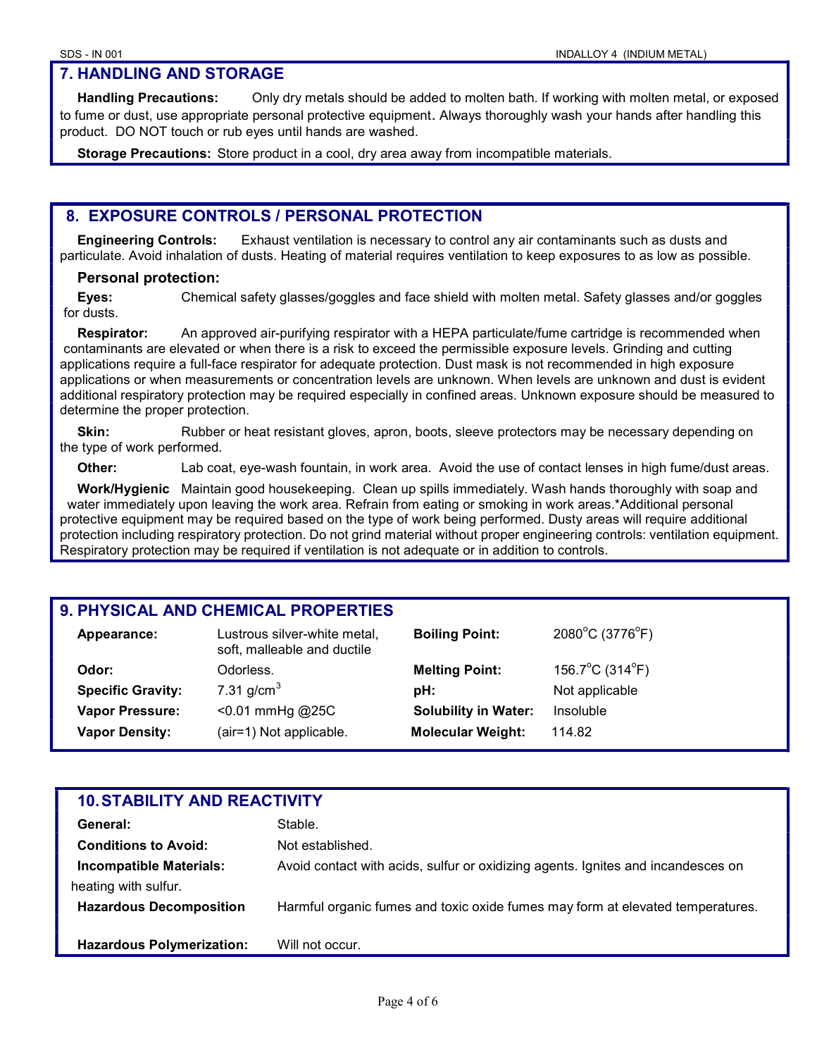## 7. HANDLING AND STORAGE

**Handling Precautions:** Only dry metals should be added to molten bath. If working with molten metal, or exposed to fume or dust, use appropriate personal protective equipment. Always thoroughly wash your hands after handling this product. DO NOT touch or rub eyes until hands are washed.

**Storage Precautions:** Store product in a cool, dry area away from incompatible materials.

## 8. EXPOSURE CONTROLS / PERSONAL PROTECTION

**Engineering Controls:** Exhaust ventilation is necessary to control any air contaminants such as dusts and particulate. Avoid inhalation of dusts. Heating of material requires ventilation to keep exposures to as low as possible.

### Personal protection:

**Eyes:** Chemical safety glasses/goggles and face shield with molten metal. Safety glasses and/or goggles for dusts.

**Respirator:** An approved air-purifying respirator with a HEPA particulate/fume cartridge is recommended when contaminants are elevated or when there is a risk to exceed the permissible exposure levels. Grinding and cutting applications require a full-face respirator for adequate protection. Dust mask is not recommended in high exposure applications or when measurements or concentration levels are unknown. When levels are unknown and dust is evident additional respiratory protection may be required especially in confined areas. Unknown exposure should be measured to determine the proper protection.

**Skin:** Rubber or heat resistant gloves, apron, boots, sleeve protectors may be necessary depending on the type of work performed.

**Other:** Lab coat, eye-wash fountain, in work area. Avoid the use of contact lenses in high fume/dust areas.

**Work/Hygienic** Maintain good housekeeping. Clean up spills immediately. Wash hands thoroughly with soap and water immediately upon leaving the work area. Refrain from eating or smoking in work areas.*Additional personal protective equipment may be required based on the type of work being performed. Dusty areas will require additional protection including respiratory protection. Do not grind material without proper engineering controls: ventilation equipment. Respiratory protection may be required if ventilation is not adequate or in addition to controls.

## 9. PHYSICAL AND CHEMICAL PROPERTIES

| | | | |
|---|---|---|---|
| **Appearance:** | Lustrous silver-white metal, soft, malleable and ductile | **Boiling Point:** | 2080°C (3776°F) |
| **Odor:** | Odorless. | **Melting Point:** | 156.7°C (314°F) |
| **Specific Gravity:** | 7.31 g/cm$^3$ | **pH:** | Not applicable |
| **Vapor Pressure:** | <0.01 mmHg @25C | **Solubility in Water:** | Insoluble |
| **Vapor Density:** | (air=1) Not applicable. | **Molecular Weight:** | 114.82 |

## 10. STABILITY AND REACTIVITY

| | |
|---|---|
| **General:** | Stable. |
| **Conditions to Avoid:** | Not established. |
| **Incompatible Materials:** | Avoid contact with acids, sulfur or oxidizing agents. Ignites and incandesces on heating with sulfur. |
| **Hazardous Decomposition** | Harmful organic fumes and toxic oxide fumes may form at elevated temperatures. |
| **Hazardous Polymerization:** | Will not occur. |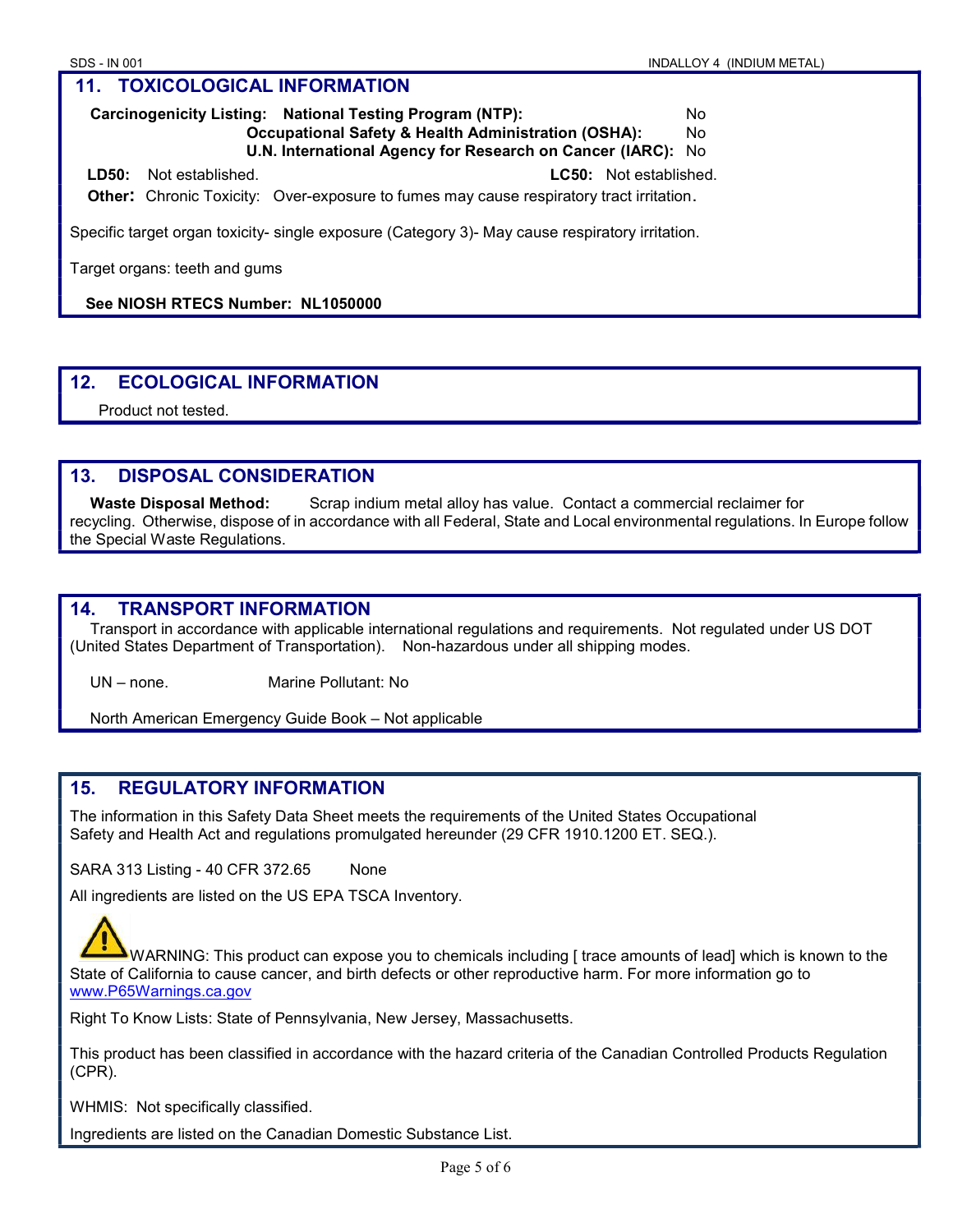## 11. TOXICOLOGICAL INFORMATION

**Carcinogenicity Listing:** **National Testing Program (NTP):** No
**Occupational Safety & Health Administration (OSHA):** No
**U.N. International Agency for Research on Cancer (IARC):** No

**LD50:** Not established. **LC50:** Not established.

**Other:** Chronic Toxicity: Over-exposure to fumes may cause respiratory tract irritation.

Specific target organ toxicity- single exposure (Category 3)- May cause respiratory irritation.

Target organs: teeth and gums

**See NIOSH RTECS Number: NL1050000**

## 12. ECOLOGICAL INFORMATION

Product not tested.

## 13. DISPOSAL CONSIDERATION

**Waste Disposal Method:** Scrap indium metal alloy has value. Contact a commercial reclaimer for recycling. Otherwise, dispose of in accordance with all Federal, State and Local environmental regulations. In Europe follow the Special Waste Regulations.

## 14. TRANSPORT INFORMATION

Transport in accordance with applicable international regulations and requirements. Not regulated under US DOT (United States Department of Transportation). Non-hazardous under all shipping modes.

UN – none. Marine Pollutant: No

North American Emergency Guide Book – Not applicable

## 15. REGULATORY INFORMATION

The information in this Safety Data Sheet meets the requirements of the United States Occupational Safety and Health Act and regulations promulgated hereunder (29 CFR 1910.1200 ET. SEQ.).

SARA 313 Listing - 40 CFR 372.65 None

All ingredients are listed on the US EPA TSCA Inventory.

WARNING: This product can expose you to chemicals including [ trace amounts of lead] which is known to the State of California to cause cancer, and birth defects or other reproductive harm. For more information go to www.P65Warnings.ca.gov

Right To Know Lists: State of Pennsylvania, New Jersey, Massachusetts.

This product has been classified in accordance with the hazard criteria of the Canadian Controlled Products Regulation (CPR).

WHMIS: Not specifically classified.

Ingredients are listed on the Canadian Domestic Substance List.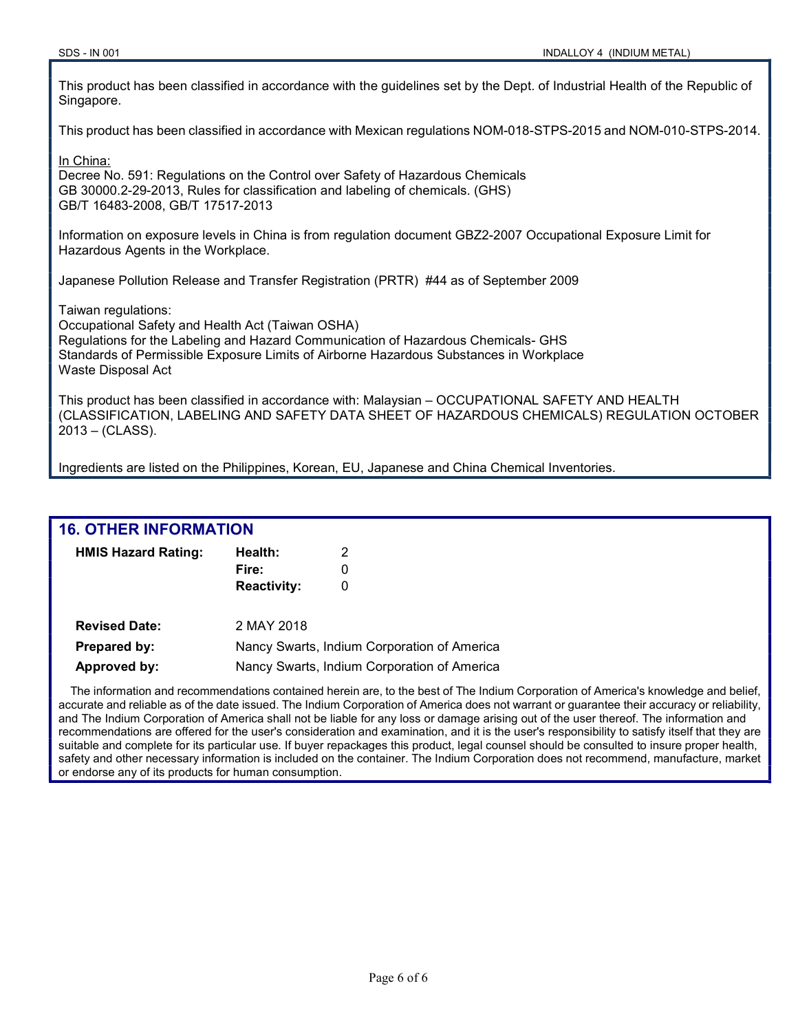This product has been classified in accordance with the guidelines set by the Dept. of Industrial Health of the Republic of Singapore.

This product has been classified in accordance with Mexican regulations NOM-018-STPS-2015 and NOM-010-STPS-2014.

In China:
Decree No. 591: Regulations on the Control over Safety of Hazardous Chemicals
GB 30000.2-29-2013, Rules for classification and labeling of chemicals. (GHS)
GB/T 16483-2008, GB/T 17517-2013

Information on exposure levels in China is from regulation document GBZ2-2007 Occupational Exposure Limit for Hazardous Agents in the Workplace.

Japanese Pollution Release and Transfer Registration (PRTR) #44 as of September 2009

Taiwan regulations:
Occupational Safety and Health Act (Taiwan OSHA)
Regulations for the Labeling and Hazard Communication of Hazardous Chemicals- GHS
Standards of Permissible Exposure Limits of Airborne Hazardous Substances in Workplace
Waste Disposal Act

This product has been classified in accordance with: Malaysian – OCCUPATIONAL SAFETY AND HEALTH (CLASSIFICATION, LABELING AND SAFETY DATA SHEET OF HAZARDOUS CHEMICALS) REGULATION OCTOBER 2013 – (CLASS).

Ingredients are listed on the Philippines, Korean, EU, Japanese and China Chemical Inventories.

## 16. OTHER INFORMATION

| | | |
|---|---|---|
| **HMIS Hazard Rating:** | **Health:** | 2 |
| | **Fire:** | 0 |
| | **Reactivity:** | 0 |

**Revised Date:** 2 MAY 2018

**Prepared by:** Nancy Swarts, Indium Corporation of America

**Approved by:** Nancy Swarts, Indium Corporation of America

The information and recommendations contained herein are, to the best of The Indium Corporation of America's knowledge and belief, accurate and reliable as of the date issued. The Indium Corporation of America does not warrant or guarantee their accuracy or reliability, and The Indium Corporation of America shall not be liable for any loss or damage arising out of the user thereof. The information and recommendations are offered for the user's consideration and examination, and it is the user's responsibility to satisfy itself that they are suitable and complete for its particular use. If buyer repackages this product, legal counsel should be consulted to insure proper health, safety and other necessary information is included on the container. The Indium Corporation does not recommend, manufacture, market or endorse any of its products for human consumption.